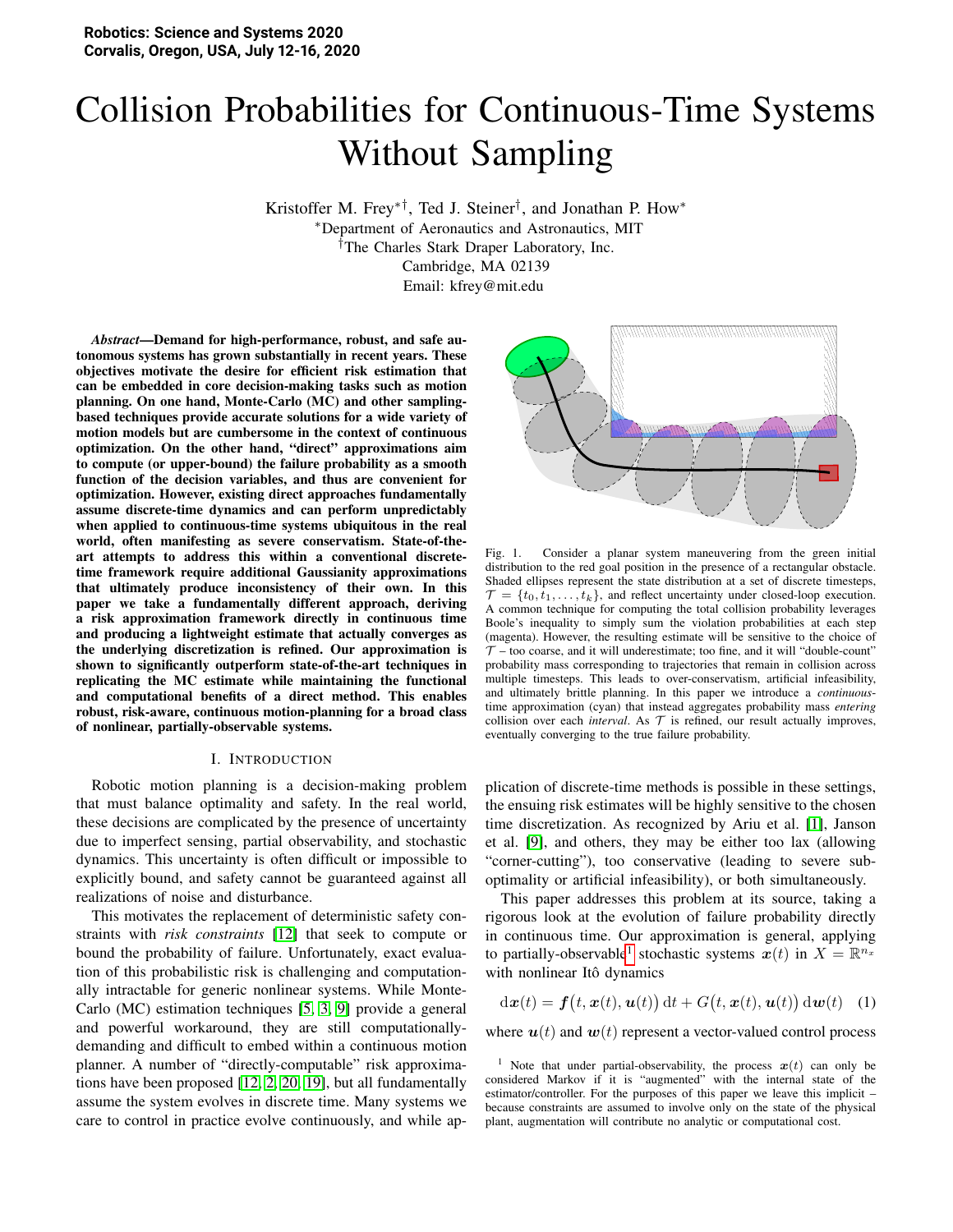# Collision Probabilities for Continuous-Time Systems Without Sampling

Kristoffer M. Frey[*†], Ted J. Steiner[†], and Jonathan P. How[*]

[*]Department of Aeronautics and Astronautics, MIT

[†]The Charles Stark Draper Laboratory, Inc.

Cambridge, MA 02139

Email: kfrey@mit.edu

***Abstract*—Demand for high-performance, robust, and safe autonomous systems has grown substantially in recent years. These objectives motivate the desire for efficient risk estimation that can be embedded in core decision-making tasks such as motion planning. On one hand, Monte-Carlo (MC) and other sampling-based techniques provide accurate solutions for a wide variety of motion models but are cumbersome in the context of continuous optimization. On the other hand, "direct" approximations aim to compute (or upper-bound) the failure probability as a smooth function of the decision variables, and thus are convenient for optimization. However, existing direct approaches fundamentally assume discrete-time dynamics and can perform unpredictably when applied to continuous-time systems ubiquitous in the real world, often manifesting as severe conservatism. State-of-the-art attempts to address this within a conventional discrete-time framework require additional Gaussianity approximations that ultimately produce inconsistency of their own. In this paper we take a fundamentally different approach, deriving a risk approximation framework directly in continuous time and producing a lightweight estimate that actually converges as the underlying discretization is refined. Our approximation is shown to significantly outperform state-of-the-art techniques in replicating the MC estimate while maintaining the functional and computational benefits of a direct method. This enables robust, risk-aware, continuous motion-planning for a broad class of nonlinear, partially-observable systems.**

Fig. 1. Consider a planar system maneuvering from the green initial distribution to the red goal position in the presence of a rectangular obstacle. Shaded ellipses represent the state distribution at a set of discrete timesteps, $\mathcal{T} = \{t_0, t_1, \ldots, t_k\}$, and reflect uncertainty under closed-loop execution. A common technique for computing the total collision probability leverages Boole's inequality to simply sum the violation probabilities at each step (magenta). However, the resulting estimate will be sensitive to the choice of $\mathcal{T}$ – too coarse, and it will underestimate; too fine, and it will "double-count" probability mass corresponding to trajectories that remain in collision across multiple timesteps. This leads to over-conservatism, artificial infeasibility, and ultimately brittle planning. In this paper we introduce a *continuous-time* approximation (cyan) that instead aggregates probability mass *entering* collision over each *interval*. As $\mathcal{T}$ is refined, our result actually improves, eventually converging to the true failure probability.

## I. Introduction

Robotic motion planning is a decision-making problem that must balance optimality and safety. In the real world, these decisions are complicated by the presence of uncertainty due to imperfect sensing, partial observability, and stochastic dynamics. This uncertainty is often difficult or impossible to explicitly bound, and safety cannot be guaranteed against all realizations of noise and disturbance.

This motivates the replacement of deterministic safety constraints with *risk constraints* [12] that seek to compute or bound the probability of failure. Unfortunately, exact evaluation of this probabilistic risk is challenging and computationally intractable for generic nonlinear systems. While Monte-Carlo (MC) estimation techniques [5, 3, 9] provide a general and powerful workaround, they are still computationally-demanding and difficult to embed within a continuous motion planner. A number of "directly-computable" risk approximations have been proposed [12, 2, 20, 19], but all fundamentally assume the system evolves in discrete time. Many systems we care to control in practice evolve continuously, and while application of discrete-time methods is possible in these settings, the ensuing risk estimates will be highly sensitive to the chosen time discretization. As recognized by Ariu et al. [1], Janson et al. [9], and others, they may be either too lax (allowing "corner-cutting"), too conservative (leading to severe sub-optimality or artificial infeasibility), or both simultaneously.

This paper addresses this problem at its source, taking a rigorous look at the evolution of failure probability directly in continuous time. Our approximation is general, applying to partially-observable[1] stochastic systems $\boldsymbol{x}(t)$ in $X = \mathbb{R}^{n_x}$ with nonlinear Itô dynamics

$$\mathrm{d}\boldsymbol{x}(t) = \boldsymbol{f}\big(t, \boldsymbol{x}(t), \boldsymbol{u}(t)\big)\,\mathrm{d}t + G\big(t, \boldsymbol{x}(t), \boldsymbol{u}(t)\big)\,\mathrm{d}\boldsymbol{w}(t) \quad (1)$$

where $\boldsymbol{u}(t)$ and $\boldsymbol{w}(t)$ represent a vector-valued control process

[1] Note that under partial-observability, the process $\boldsymbol{x}(t)$ can only be considered Markov if it is "augmented" with the internal state of the estimator/controller. For the purposes of this paper we leave this implicit – because constraints are assumed to involve only on the state of the physical plant, augmentation will contribute no analytic or computational cost.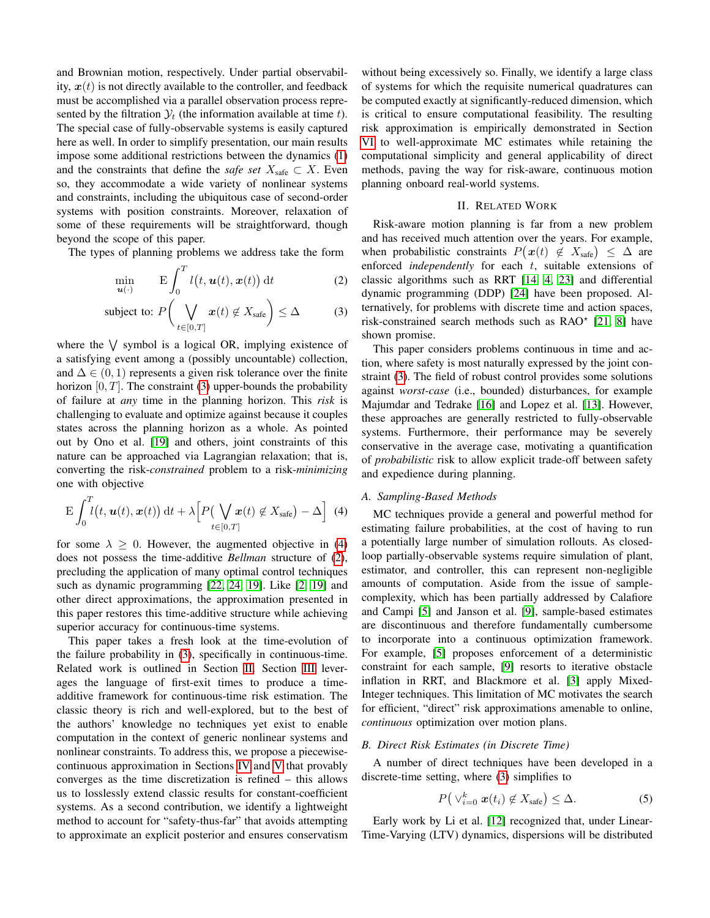and Brownian motion, respectively. Under partial observability, $\boldsymbol{x}(t)$ is not directly available to the controller, and feedback must be accomplished via a parallel observation process represented by the filtration $\mathcal{Y}_t$ (the information available at time $t$). The special case of fully-observable systems is easily captured here as well. In order to simplify presentation, our main results impose some additional restrictions between the dynamics (1) and the constraints that define the *safe set* $X_{\text{safe}} \subset X$. Even so, they accommodate a wide variety of nonlinear systems and constraints, including the ubiquitous case of second-order systems with position constraints. Moreover, relaxation of some of these requirements will be straightforward, though beyond the scope of this paper.

The types of planning problems we address take the form

$$\min_{\boldsymbol{u}(\cdot)} \quad \mathrm{E}\int_0^T l\big(t, \boldsymbol{u}(t), \boldsymbol{x}(t)\big)\,\mathrm{d}t \tag{2}$$

$$\text{subject to: } P\Bigg(\bigvee_{t\in[0,T]} \boldsymbol{x}(t) \notin X_{\text{safe}}\Bigg) \leq \Delta \tag{3}$$

where the $\bigvee$ symbol is a logical OR, implying existence of a satisfying event among a (possibly uncountable) collection, and $\Delta \in (0,1)$ represents a given risk tolerance over the finite horizon $[0,T]$. The constraint (3) upper-bounds the probability of failure at *any* time in the planning horizon. This *risk* is challenging to evaluate and optimize against because it couples states across the planning horizon as a whole. As pointed out by Ono et al. [19] and others, joint constraints of this nature can be approached via Lagrangian relaxation; that is, converting the risk-*constrained* problem to a risk-*minimizing* one with objective

$$\mathrm{E}\int_0^T l\big(t, \boldsymbol{u}(t), \boldsymbol{x}(t)\big)\,\mathrm{d}t + \lambda\Big[P\big(\bigvee_{t\in[0,T]} \boldsymbol{x}(t) \notin X_{\text{safe}}\big) - \Delta\Big] \tag{4}$$

for some $\lambda \geq 0$. However, the augmented objective in (4) does not possess the time-additive *Bellman* structure of (2), precluding the application of many optimal control techniques such as dynamic programming [22, 24, 19]. Like [2, 19] and other direct approximations, the approximation presented in this paper restores this time-additive structure while achieving superior accuracy for continuous-time systems.

This paper takes a fresh look at the time-evolution of the failure probability in (3), specifically in continuous-time. Related work is outlined in Section II. Section III leverages the language of first-exit times to produce a time-additive framework for continuous-time risk estimation. The classic theory is rich and well-explored, but to the best of the authors' knowledge no techniques yet exist to enable computation in the context of generic nonlinear systems and nonlinear constraints. To address this, we propose a piecewise-continuous approximation in Sections IV and V that provably converges as the time discretization is refined – this allows us to losslessly extend classic results for constant-coefficient systems. As a second contribution, we identify a lightweight method to account for "safety-thus-far" that avoids attempting to approximate an explicit posterior and ensures conservatism without being excessively so. Finally, we identify a large class of systems for which the requisite numerical quadratures can be computed exactly at significantly-reduced dimension, which is critical to ensure computational feasibility. The resulting risk approximation is empirically demonstrated in Section VI to well-approximate MC estimates while retaining the computational simplicity and general applicability of direct methods, paving the way for risk-aware, continuous motion planning onboard real-world systems.

## II. Related Work

Risk-aware motion planning is far from a new problem and has received much attention over the years. For example, when probabilistic constraints $P\big(\boldsymbol{x}(t) \notin X_{\text{safe}}\big) \leq \Delta$ are enforced *independently* for each $t$, suitable extensions of classic algorithms such as RRT [14, 4, 23] and differential dynamic programming (DDP) [24] have been proposed. Alternatively, for problems with discrete time and action spaces, risk-constrained search methods such as RAO$^\star$ [21, 8] have shown promise.

This paper considers problems continuous in time and action, where safety is most naturally expressed by the joint constraint (3). The field of robust control provides some solutions against *worst-case* (i.e., bounded) disturbances, for example Majumdar and Tedrake [16] and Lopez et al. [13]. However, these approaches are generally restricted to fully-observable systems. Furthermore, their performance may be severely conservative in the average case, motivating a quantification of *probabilistic* risk to allow explicit trade-off between safety and expedience during planning.

### A. Sampling-Based Methods

MC techniques provide a general and powerful method for estimating failure probabilities, at the cost of having to run a potentially large number of simulation rollouts. As closed-loop partially-observable systems require simulation of plant, estimator, and controller, this can represent non-negligible amounts of computation. Aside from the issue of sample-complexity, which has been partially addressed by Calafiore and Campi [5] and Janson et al. [9], sample-based estimates are discontinuous and therefore fundamentally cumbersome to incorporate into a continuous optimization framework. For example, [5] proposes enforcement of a deterministic constraint for each sample, [9] resorts to iterative obstacle inflation in RRT, and Blackmore et al. [3] apply Mixed-Integer techniques. This limitation of MC motivates the search for efficient, "direct" risk approximations amenable to online, *continuous* optimization over motion plans.

### B. Direct Risk Estimates (in Discrete Time)

A number of direct techniques have been developed in a discrete-time setting, where (3) simplifies to

$$P\big(\vee_{i=0}^{k}\, \boldsymbol{x}(t_i) \notin X_{\text{safe}}\big) \leq \Delta. \tag{5}$$

Early work by Li et al. [12] recognized that, under Linear-Time-Varying (LTV) dynamics, dispersions will be distributed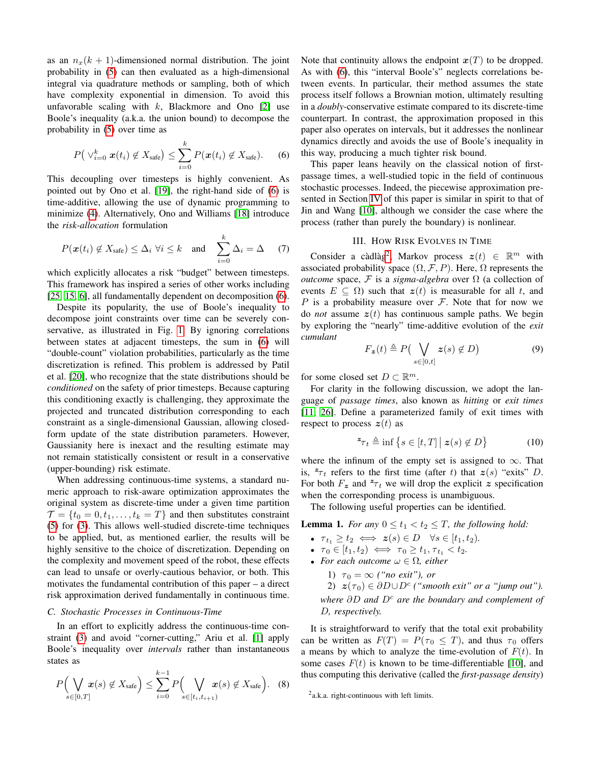as an $n_x(k+1)$-dimensioned normal distribution. The joint probability in (5) can then evaluated as a high-dimensional integral via quadrature methods or sampling, both of which have complexity exponential in dimension. To avoid this unfavorable scaling with $k$, Blackmore and Ono [2] use Boole's inequality (a.k.a. the union bound) to decompose the probability in (5) over time as

$$P\big( \vee_{i=0}^{k} \boldsymbol{x}(t_i) \notin X_{\text{safe}} \big) \leq \sum_{i=0}^{k} P(\boldsymbol{x}(t_i) \notin X_{\text{safe}}). \quad (6)$$

This decoupling over timesteps is highly convenient. As pointed out by Ono et al. [19], the right-hand side of (6) is time-additive, allowing the use of dynamic programming to minimize (4). Alternatively, Ono and Williams [18] introduce the *risk-allocation* formulation

$$P(\boldsymbol{x}(t_i) \notin X_{\text{safe}}) \leq \Delta_i \;\; \forall i \leq k \quad \text{and} \quad \sum_{i=0}^{k} \Delta_i = \Delta \quad (7)$$

which explicitly allocates a risk "budget" between timesteps. This framework has inspired a series of other works including [25, 15, 6], all fundamentally dependent on decomposition (6).

Despite its popularity, the use of Boole's inequality to decompose joint constraints over time can be severely conservative, as illustrated in Fig. 1. By ignoring correlations between states at adjacent timesteps, the sum in (6) will "double-count" violation probabilities, particularly as the time discretization is refined. This problem is addressed by Patil et al. [20], who recognize that the state distributions should be *conditioned* on the safety of prior timesteps. Because capturing this conditioning exactly is challenging, they approximate the projected and truncated distribution corresponding to each constraint as a single-dimensional Gaussian, allowing closed-form update of the state distribution parameters. However, Gaussianity here is inexact and the resulting estimate may not remain statistically consistent or result in a conservative (upper-bounding) risk estimate.

When addressing continuous-time systems, a standard numeric approach to risk-aware optimization approximates the original system as discrete-time under a given time partition $\mathcal{T} = \{t_0 = 0, t_1, \ldots, t_k = T\}$ and then substitutes constraint (5) for (3). This allows well-studied discrete-time techniques to be applied, but, as mentioned earlier, the results will be highly sensitive to the choice of discretization. Depending on the complexity and movement speed of the robot, these effects can lead to unsafe or overly-cautious behavior, or both. This motivates the fundamental contribution of this paper – a direct risk approximation derived fundamentally in continuous time.

### C. Stochastic Processes in Continuous-Time

In an effort to explicitly address the continuous-time constraint (3) and avoid "corner-cutting," Ariu et al. [1] apply Boole's inequality over *intervals* rather than instantaneous states as

$$P\Big( \bigvee_{s\in[0,T]} \boldsymbol{x}(s) \notin X_{\text{safe}} \Big) \leq \sum_{i=0}^{k-1} P\Big( \bigvee_{s\in[t_i,t_{i+1})} \boldsymbol{x}(s) \notin X_{\text{safe}} \Big). \quad (8)$$

Note that continuity allows the endpoint $\boldsymbol{x}(T)$ to be dropped. As with (6), this "interval Boole's" neglects correlations between events. In particular, their method assumes the state process itself follows a Brownian motion, ultimately resulting in a *doubly*-conservative estimate compared to its discrete-time counterpart. In contrast, the approximation proposed in this paper also operates on intervals, but it addresses the nonlinear dynamics directly and avoids the use of Boole's inequality in this way, producing a much tighter risk bound.

This paper leans heavily on the classical notion of first-passage times, a well-studied topic in the field of continuous stochastic processes. Indeed, the piecewise approximation presented in Section IV of this paper is similar in spirit to that of Jin and Wang [10], although we consider the case where the process (rather than purely the boundary) is nonlinear.

## III. How Risk Evolves in Time

Consider a càdlàg[2] Markov process $\boldsymbol{z}(t) \in \mathbb{R}^m$ with associated probability space $(\Omega, \mathcal{F}, P)$. Here, $\Omega$ represents the *outcome* space, $\mathcal{F}$ is a *sigma-algebra* over $\Omega$ (a collection of events $E \subseteq \Omega$) such that $\boldsymbol{z}(t)$ is measurable for all $t$, and $P$ is a probability measure over $\mathcal{F}$. Note that for now we do *not* assume $\boldsymbol{z}(t)$ has continuous sample paths. We begin by exploring the "nearly" time-additive evolution of the *exit cumulant*

$$F_{\boldsymbol{z}}(t) \triangleq P\big( \bigvee_{s\in[0,t]} \boldsymbol{z}(s) \notin D \big) \quad (9)$$

for some closed set $D \subset \mathbb{R}^m$.

For clarity in the following discussion, we adopt the language of *passage times*, also known as *hitting* or *exit times* [11, 26]. Define a parameterized family of exit times with respect to process $\boldsymbol{z}(t)$ as

$${}^{\boldsymbol{z}}\tau_t \triangleq \inf \big\{ s \in [t, T] \,\big|\, \boldsymbol{z}(s) \notin D \big\} \quad (10)$$

where the infinum of the empty set is assigned to $\infty$. That is, ${}^{\boldsymbol{z}}\tau_t$ refers to the first time (after $t$) that $\boldsymbol{z}(s)$ "exits" $D$. For both $F_{\boldsymbol{z}}$ and ${}^{\boldsymbol{z}}\tau_t$ we will drop the explicit $\boldsymbol{z}$ specification when the corresponding process is unambiguous.

The following useful properties can be identified.

**Lemma 1.** *For any $0 \leq t_1 < t_2 \leq T$, the following hold:*

- $\tau_{t_1} \geq t_2 \iff \boldsymbol{z}(s) \in D \quad \forall s \in [t_1, t_2)$.
- $\tau_0 \in [t_1, t_2) \iff \tau_0 \geq t_1, \tau_{t_1} < t_2$.
- *For each outcome $\omega \in \Omega$, either*
  1) $\tau_0 = \infty$ *("no exit"), or*
  2) $\boldsymbol{z}(\tau_0) \in \partial D \cup D^c$ *("smooth exit" or a "jump out").*

  *where $\partial D$ and $D^c$ are the boundary and complement of $D$, respectively.*

It is straightforward to verify that the total exit probability can be written as $F(T) = P(\tau_0 \leq T)$, and thus $\tau_0$ offers a means by which to analyze the time-evolution of $F(t)$. In some cases $F(t)$ is known to be time-differentiable [10], and thus computing this derivative (called the *first-passage density*)

[2] a.k.a. right-continuous with left limits.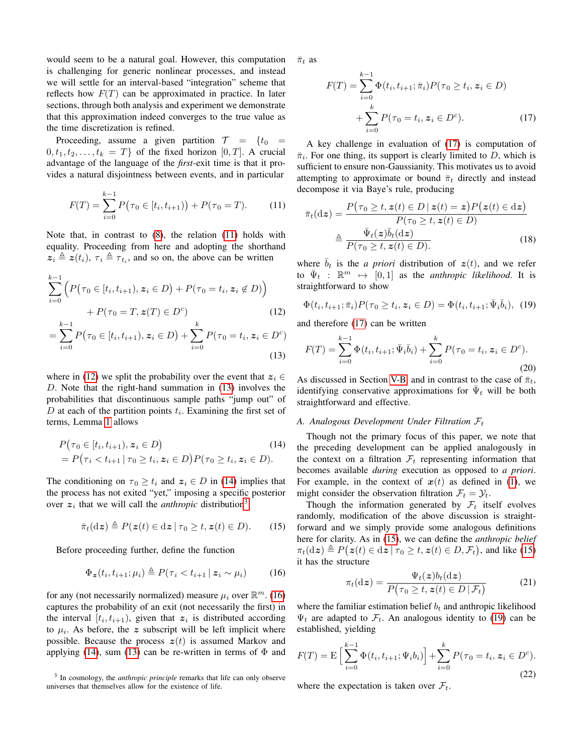would seem to be a natural goal. However, this computation is challenging for generic nonlinear processes, and instead we will settle for an interval-based "integration" scheme that reflects how $F(T)$ can be approximated in practice. In later sections, through both analysis and experiment we demonstrate that this approximation indeed converges to the true value as the time discretization is refined.

Proceeding, assume a given partition $\mathcal{T} = \{t_0 = 0, t_1, t_2, \ldots, t_k = T\}$ of the fixed horizon $[0, T]$. A crucial advantage of the language of the *first*-exit time is that it provides a natural disjointness between events, and in particular

$$F(T) = \sum_{i=0}^{k-1} P\big(\tau_0 \in [t_i, t_{i+1})\big) + P(\tau_0 = T). \tag{11}$$

Note that, in contrast to (8), the relation (11) holds with equality. Proceeding from here and adopting the shorthand $\boldsymbol{z}_i \triangleq \boldsymbol{z}(t_i)$, $\tau_i \triangleq \tau_{t_i}$, and so on, the above can be written

$$\begin{aligned}
&\sum_{i=0}^{k-1} \Big( P\big(\tau_0 \in [t_i, t_{i+1}), \boldsymbol{z}_i \in D\big) + P(\tau_0 = t_i, \boldsymbol{z}_i \notin D) \Big) \\
&\qquad + P(\tau_0 = T, \boldsymbol{z}(T) \in D^c) \qquad\qquad (12)\\
&= \sum_{i=0}^{k-1} P\big(\tau_0 \in [t_i, t_{i+1}), \boldsymbol{z}_i \in D\big) + \sum_{i=0}^{k} P(\tau_0 = t_i, \boldsymbol{z}_i \in D^c) \qquad (13)
\end{aligned}$$

where in (12) we split the probability over the event that $\boldsymbol{z}_i \in D$. Note that the right-hand summation in (13) involves the probabilities that discontinuous sample paths "jump out" of $D$ at each of the partition points $t_i$. Examining the first set of terms, Lemma 1 allows

$$\begin{aligned}
&P\big(\tau_0 \in [t_i, t_{i+1}), \boldsymbol{z}_i \in D\big) \qquad\qquad (14)\\
&= P\big(\tau_i < t_{i+1} \,|\, \tau_0 \geq t_i, \boldsymbol{z}_i \in D\big) P(\tau_0 \geq t_i, \boldsymbol{z}_i \in D).
\end{aligned}$$

The conditioning on $\tau_0 \geq t_i$ and $\boldsymbol{z}_i \in D$ in (14) implies that the process has not exited "yet," imposing a specific posterior over $\boldsymbol{z}_i$ that we will call the *anthropic* distribution[3]

$$\bar{\pi}_t(\mathrm{d}\boldsymbol{z}) \triangleq P\big(\boldsymbol{z}(t) \in \mathrm{d}\boldsymbol{z} \,|\, \tau_0 \geq t, \boldsymbol{z}(t) \in D\big). \tag{15}$$

Before proceeding further, define the function

$$\Phi_{\boldsymbol{z}}(t_i, t_{i+1}; \mu_i) \triangleq P(\tau_i < t_{i+1} \,|\, \boldsymbol{z}_i \sim \mu_i) \tag{16}$$

for any (not necessarily normalized) measure $\mu_i$ over $\mathbb{R}^m$. (16) captures the probability of an exit (not necessarily the first) in the interval $[t_i, t_{i+1})$, given that $\boldsymbol{z}_i$ is distributed according to $\mu_i$. As before, the $\boldsymbol{z}$ subscript will be left implicit where possible. Because the process $\boldsymbol{z}(t)$ is assumed Markov and applying (14), sum (13) can be re-written in terms of $\Phi$ and $\bar{\pi}_t$ as

$$\begin{aligned}
F(T) = &\sum_{i=0}^{k-1} \Phi(t_i, t_{i+1}; \bar{\pi}_i) P(\tau_0 \geq t_i, \boldsymbol{z}_i \in D) \\
&+ \sum_{i=0}^{k} P(\tau_0 = t_i, \boldsymbol{z}_i \in D^c). \qquad (17)
\end{aligned}$$

A key challenge in evaluation of (17) is computation of $\bar{\pi}_i$. For one thing, its support is clearly limited to $D$, which is sufficient to ensure non-Gaussianity. This motivates us to avoid attempting to approximate or bound $\bar{\pi}_t$ directly and instead decompose it via Baye's rule, producing

$$\begin{aligned}
\bar{\pi}_t(\mathrm{d}\boldsymbol{z}) &= \frac{P\big(\tau_0 \geq t, \boldsymbol{z}(t) \in D \,|\, \boldsymbol{z}(t) = \boldsymbol{z}\big) P\big(\boldsymbol{z}(t) \in \mathrm{d}\boldsymbol{z}\big)}{P\big(\tau_0 \geq t, \boldsymbol{z}(t) \in D\big)} \\
&\triangleq \frac{\bar{\Psi}_t(\boldsymbol{z}) \bar{b}_t(\mathrm{d}\boldsymbol{z})}{P\big(\tau_0 \geq t, \boldsymbol{z}(t) \in D\big).} \qquad (18)
\end{aligned}$$

where $\bar{b}_t$ is the *a priori* distribution of $\boldsymbol{z}(t)$, and we refer to $\bar{\Psi}_t : \mathbb{R}^m \mapsto [0, 1]$ as the *anthropic likelihood*. It is straightforward to show

$$\Phi(t_i, t_{i+1}; \bar{\pi}_i) P(\tau_0 \geq t_i, \boldsymbol{z}_i \in D) = \Phi(t_i, t_{i+1}; \bar{\Psi}_i \bar{b}_i), \tag{19}$$

and therefore (17) can be written

$$F(T) = \sum_{i=0}^{k-1} \Phi(t_i, t_{i+1}; \bar{\Psi}_i \bar{b}_i) + \sum_{i=0}^{k} P(\tau_0 = t_i, \boldsymbol{z}_i \in D^c). \tag{20}$$

As discussed in Section V-B and in contrast to the case of $\bar{\pi}_t$, identifying conservative approximations for $\bar{\Psi}_t$ will be both straightforward and effective.

### A. Analogous Development Under Filtration $\mathcal{F}_t$

Though not the primary focus of this paper, we note that the preceding development can be applied analogously in the context on a filtration $\mathcal{F}_t$ representing information that becomes available *during* execution as opposed to *a priori*. For example, in the context of $\boldsymbol{x}(t)$ as defined in (1), we might consider the observation filtration $\mathcal{F}_t = \mathcal{Y}_t$.

Though the information generated by $\mathcal{F}_t$ itself evolves randomly, modification of the above discussion is straightforward and we simply provide some analogous definitions here for clarity. As in (15), we can define the *anthropic belief* $\pi_t(\mathrm{d}\boldsymbol{z}) \triangleq P\big(\boldsymbol{z}(t) \in \mathrm{d}\boldsymbol{z} \,|\, \tau_0 \geq t, \boldsymbol{z}(t) \in D, \mathcal{F}_t\big)$, and like (15) it has the structure

$$\pi_t(\mathrm{d}\boldsymbol{z}) = \frac{\Psi_t(\boldsymbol{z}) b_t(\mathrm{d}\boldsymbol{z})}{P\big(\tau_0 \geq t, \boldsymbol{z}(t) \in D \,|\, \mathcal{F}_t\big)} \tag{21}$$

where the familiar estimation belief $b_t$ and anthropic likelihood $\Psi_t$ are adapted to $\mathcal{F}_t$. An analogous identity to (19) can be established, yielding

$$F(T) = \mathrm{E}\Big[\sum_{i=0}^{k-1} \Phi(t_i, t_{i+1}; \Psi_i b_i)\Big] + \sum_{i=0}^{k} P(\tau_0 = t_i, \boldsymbol{z}_i \in D^c). \tag{22}$$

where the expectation is taken over $\mathcal{F}_t$.

[3] In cosmology, the *anthropic principle* remarks that life can only observe universes that themselves allow for the existence of life.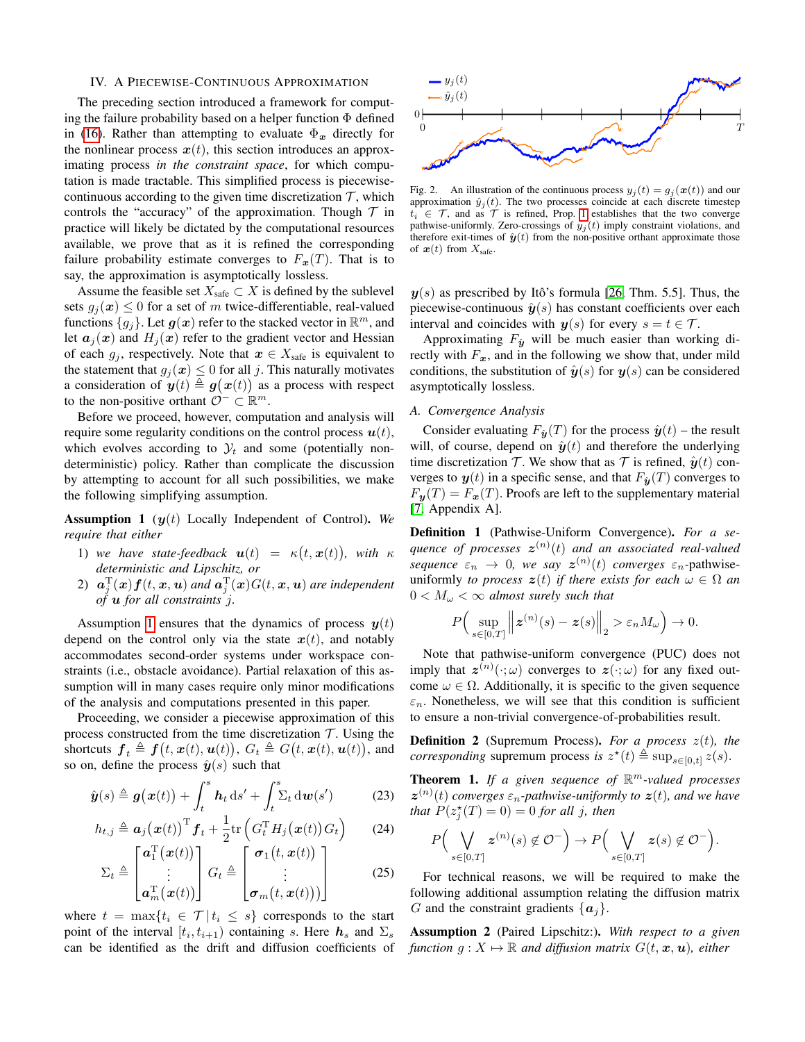## IV. A Piecewise-Continuous Approximation

The preceding section introduced a framework for computing the failure probability based on a helper function $\Phi$ defined in (16). Rather than attempting to evaluate $\Phi_{\boldsymbol{x}}$ directly for the nonlinear process $\boldsymbol{x}(t)$, this section introduces an approximating process *in the constraint space*, for which computation is made tractable. This simplified process is piecewise-continuous according to the given time discretization $\mathcal{T}$, which controls the "accuracy" of the approximation. Though $\mathcal{T}$ in practice will likely be dictated by the computational resources available, we prove that as it is refined the corresponding failure probability estimate converges to $F_{\boldsymbol{x}}(T)$. That is to say, the approximation is asymptotically lossless.

Assume the feasible set $X_{\text{safe}} \subset X$ is defined by the sublevel sets $g_j(\boldsymbol{x}) \leq 0$ for a set of $m$ twice-differentiable, real-valued functions $\{g_j\}$. Let $\boldsymbol{g}(\boldsymbol{x})$ refer to the stacked vector in $\mathbb{R}^m$, and let $\boldsymbol{a}_j(\boldsymbol{x})$ and $H_j(\boldsymbol{x})$ refer to the gradient vector and Hessian of each $g_j$, respectively. Note that $\boldsymbol{x} \in X_{\text{safe}}$ is equivalent to the statement that $g_j(\boldsymbol{x}) \leq 0$ for all $j$. This naturally motivates a consideration of $\boldsymbol{y}(t) \triangleq \boldsymbol{g}\big(\boldsymbol{x}(t)\big)$ as a process with respect to the non-positive orthant $\mathcal{O}^- \subset \mathbb{R}^m$.

Before we proceed, however, computation and analysis will require some regularity conditions on the control process $\boldsymbol{u}(t)$, which evolves according to $\mathcal{Y}_t$ and some (potentially non-deterministic) policy. Rather than complicate the discussion by attempting to account for all such possibilities, we make the following simplifying assumption.

**Assumption 1** ($\boldsymbol{y}(t)$ Locally Independent of Control)**.** *We require that either*

1) *we have state-feedback $\boldsymbol{u}(t) = \kappa(t, \boldsymbol{x}(t))$, with $\kappa$ deterministic and Lipschitz, or*
2) *$\boldsymbol{a}_j^{\mathrm{T}}(\boldsymbol{x})\boldsymbol{f}(t, \boldsymbol{x}, \boldsymbol{u})$ and $\boldsymbol{a}_j^{\mathrm{T}}(\boldsymbol{x})G(t, \boldsymbol{x}, \boldsymbol{u})$ are independent of $\boldsymbol{u}$ for all constraints $j$.*

Assumption 1 ensures that the dynamics of process $\boldsymbol{y}(t)$ depend on the control only via the state $\boldsymbol{x}(t)$, and notably accommodates second-order systems under workspace constraints (i.e., obstacle avoidance). Partial relaxation of this assumption will in many cases require only minor modifications of the analysis and computations presented in this paper.

Proceeding, we consider a piecewise approximation of this process constructed from the time discretization $\mathcal{T}$. Using the shortcuts $\boldsymbol{f}_t \triangleq \boldsymbol{f}\big(t, \boldsymbol{x}(t), \boldsymbol{u}(t)\big)$, $G_t \triangleq G\big(t, \boldsymbol{x}(t), \boldsymbol{u}(t)\big)$, and so on, define the process $\hat{\boldsymbol{y}}(s)$ such that

$$\hat{\boldsymbol{y}}(s) \triangleq \boldsymbol{g}\big(\boldsymbol{x}(t)\big) + \int_t^s \boldsymbol{h}_t \,\mathrm{d}s' + \int_t^s \Sigma_t \,\mathrm{d}\boldsymbol{w}(s') \tag{23}$$

$$h_{t,j} \triangleq \boldsymbol{a}_j\big(\boldsymbol{x}(t)\big)^{\mathrm{T}} \boldsymbol{f}_t + \frac{1}{2}\mathrm{tr}\Big(G_t^{\mathrm{T}} H_j\big(\boldsymbol{x}(t)\big) G_t\Big) \tag{24}$$

$$\Sigma_t \triangleq \begin{bmatrix} \boldsymbol{a}_1^{\mathrm{T}}\big(\boldsymbol{x}(t)\big) \\ \vdots \\ \boldsymbol{a}_m^{\mathrm{T}}\big(\boldsymbol{x}(t)\big) \end{bmatrix} G_t \triangleq \begin{bmatrix} \boldsymbol{\sigma}_1\big(t, \boldsymbol{x}(t)\big) \\ \vdots \\ \boldsymbol{\sigma}_m\big(t, \boldsymbol{x}(t)\big) \end{bmatrix} \tag{25}$$

where $t = \max\{t_i \in \mathcal{T} \,|\, t_i \leq s\}$ corresponds to the start point of the interval $[t_i, t_{i+1})$ containing $s$. Here $\boldsymbol{h}_s$ and $\Sigma_s$ can be identified as the drift and diffusion coefficients of $\boldsymbol{y}(s)$ as prescribed by Itô's formula [26, Thm. 5.5]. Thus, the piecewise-continuous $\hat{\boldsymbol{y}}(s)$ has constant coefficients over each interval and coincides with $\boldsymbol{y}(s)$ for every $s = t \in \mathcal{T}$.

Fig. 2. An illustration of the continuous process $y_j(t) = g_j(\boldsymbol{x}(t))$ and our approximation $\hat{y}_j(t)$. The two processes coincide at each discrete timestep $t_i \in \mathcal{T}$, and as $\mathcal{T}$ is refined, Prop. 1 establishes that the two converge pathwise-uniformly. Zero-crossings of $y_j(t)$ imply constraint violations, and therefore exit-times of $\hat{\boldsymbol{y}}(t)$ from the non-positive orthant approximate those of $\boldsymbol{x}(t)$ from $X_{\text{safe}}$.

Approximating $F_{\hat{\boldsymbol{y}}}$ will be much easier than working directly with $F_{\boldsymbol{x}}$, and in the following we show that, under mild conditions, the substitution of $\hat{\boldsymbol{y}}(s)$ for $\boldsymbol{y}(s)$ can be considered asymptotically lossless.

### A. Convergence Analysis

Consider evaluating $F_{\hat{\boldsymbol{y}}}(T)$ for the process $\hat{\boldsymbol{y}}(t)$ – the result will, of course, depend on $\hat{\boldsymbol{y}}(t)$ and therefore the underlying time discretization $\mathcal{T}$. We show that as $\mathcal{T}$ is refined, $\hat{\boldsymbol{y}}(t)$ converges to $\boldsymbol{y}(t)$ in a specific sense, and that $F_{\hat{\boldsymbol{y}}}(T)$ converges to $F_{\boldsymbol{y}}(T) = F_{\boldsymbol{x}}(T)$. Proofs are left to the supplementary material [7, Appendix A].

**Definition 1** (Pathwise-Uniform Convergence)**.** *For a sequence of processes $\boldsymbol{z}^{(n)}(t)$ and an associated real-valued sequence $\varepsilon_n \to 0$, we say $\boldsymbol{z}^{(n)}(t)$ converges $\varepsilon_n$-pathwise-uniformly to process $\boldsymbol{z}(t)$ if there exists for each $\omega \in \Omega$ an $0 < M_\omega < \infty$ almost surely such that*

$$P\Big(\sup_{s\in[0,T]} \Big\| \boldsymbol{z}^{(n)}(s) - \boldsymbol{z}(s) \Big\|_2 > \varepsilon_n M_\omega\Big) \to 0.$$

Note that pathwise-uniform convergence (PUC) does not imply that $\boldsymbol{z}^{(n)}(\cdot;\omega)$ converges to $\boldsymbol{z}(\cdot;\omega)$ for any fixed outcome $\omega \in \Omega$. Additionally, it is specific to the given sequence $\varepsilon_n$. Nonetheless, we will see that this condition is sufficient to ensure a non-trivial convergence-of-probabilities result.

**Definition 2** (Supremum Process)**.** *For a process $z(t)$, the corresponding supremum process is $z^\star(t) \triangleq \sup_{s\in[0,t]} z(s)$.*

**Theorem 1.** *If a given sequence of $\mathbb{R}^m$-valued processes $\boldsymbol{z}^{(n)}(t)$ converges $\varepsilon_n$-pathwise-uniformly to $\boldsymbol{z}(t)$, and we have that $P(z_j^\star(T) = 0) = 0$ for all $j$, then*

$$P\Big(\bigvee_{s\in[0,T]} \boldsymbol{z}^{(n)}(s) \notin \mathcal{O}^-\Big) \to P\Big(\bigvee_{s\in[0,T]} \boldsymbol{z}(s) \notin \mathcal{O}^-\Big).$$

For technical reasons, we will be required to make the following additional assumption relating the diffusion matrix $G$ and the constraint gradients $\{\boldsymbol{a}_j\}$.

**Assumption 2** (Paired Lipschitz:)**.** *With respect to a given function $g : X \mapsto \mathbb{R}$ and diffusion matrix $G(t, \boldsymbol{x}, \boldsymbol{u})$, either*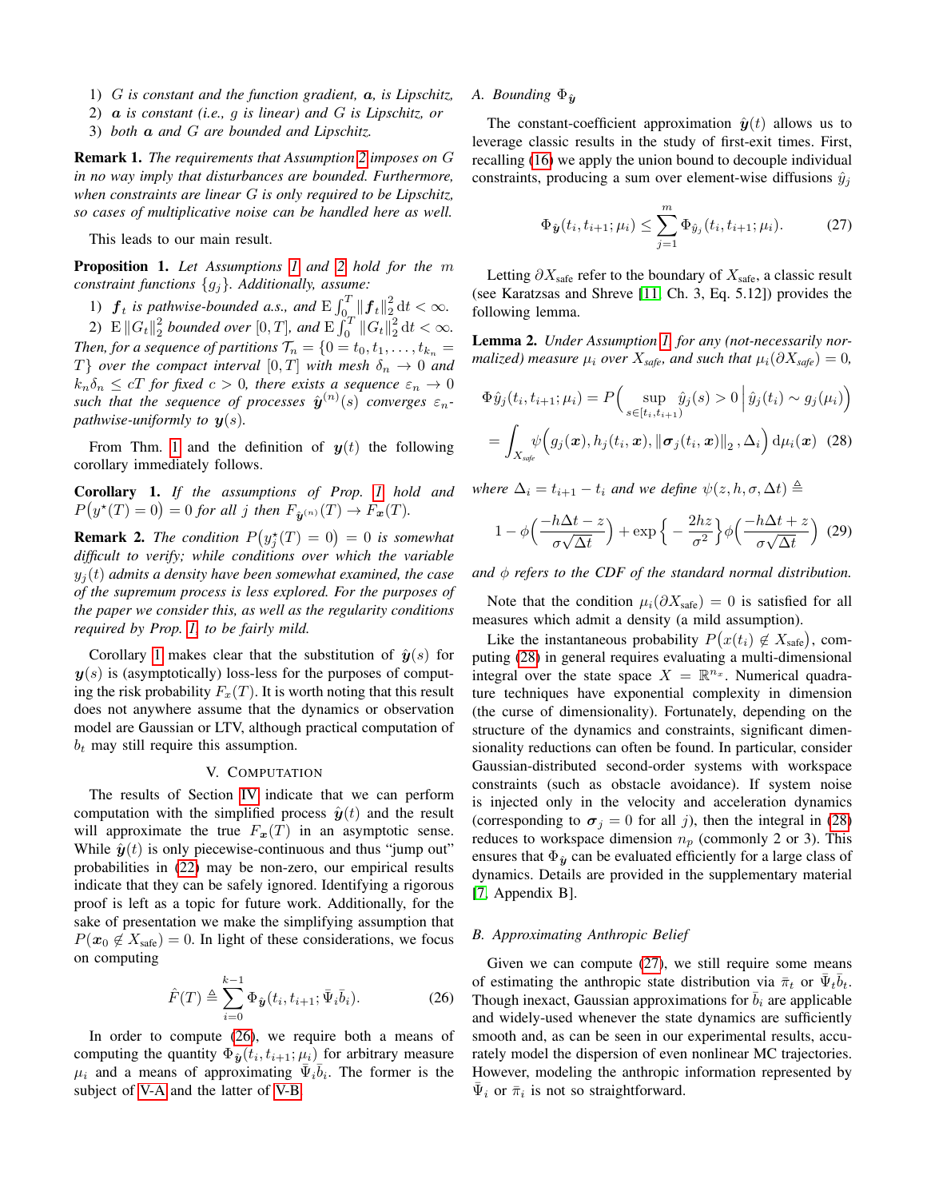1) $G$ is constant and the function gradient, $\boldsymbol{a}$, is Lipschitz,
2) $\boldsymbol{a}$ is constant (i.e., $g$ is linear) and $G$ is Lipschitz, or
3) both $\boldsymbol{a}$ and $G$ are bounded and Lipschitz.

**Remark 1.** *The requirements that Assumption 2 imposes on $G$ in no way imply that disturbances are bounded. Furthermore, when constraints are linear $G$ is only required to be Lipschitz, so cases of multiplicative noise can be handled here as well.*

This leads to our main result.

**Proposition 1.** *Let Assumptions 1 and 2 hold for the $m$ constraint functions $\{g_j\}$. Additionally, assume:*

1) *$\boldsymbol{f}_t$ is pathwise-bounded a.s., and $\mathrm{E}\int_0^T \|\boldsymbol{f}_t\|_2^2\,\mathrm{d}t < \infty$.*
2) *$\mathrm{E}\|G_t\|_2^2$ bounded over $[0,T]$, and $\mathrm{E}\int_0^T \|G_t\|_2^2\,\mathrm{d}t < \infty$.*

*Then, for a sequence of partitions $\mathcal{T}_n = \{0 = t_0, t_1, \ldots, t_{k_n} = T\}$ over the compact interval $[0,T]$ with mesh $\delta_n \to 0$ and $k_n\delta_n \le cT$ for fixed $c > 0$, there exists a sequence $\varepsilon_n \to 0$ such that the sequence of processes $\hat{\boldsymbol{y}}^{(n)}(s)$ converges $\varepsilon_n$-pathwise-uniformly to $\boldsymbol{y}(s)$.*

From Thm. 1 and the definition of $\boldsymbol{y}(t)$ the following corollary immediately follows.

**Corollary 1.** *If the assumptions of Prop. 1 hold and $P\big(y^\star(T) = 0\big) = 0$ for all $j$ then $F_{\hat{\boldsymbol{y}}^{(n)}}(T) \to F_{\boldsymbol{x}}(T)$.*

**Remark 2.** *The condition $P\big(y_j^\star(T) = 0\big) = 0$ is somewhat difficult to verify; while conditions over which the variable $y_j(t)$ admits a density have been somewhat examined, the case of the supremum process is less explored. For the purposes of the paper we consider this, as well as the regularity conditions required by Prop. 1, to be fairly mild.*

Corollary 1 makes clear that the substitution of $\hat{\boldsymbol{y}}(s)$ for $\boldsymbol{y}(s)$ is (asymptotically) loss-less for the purposes of computing the risk probability $F_x(T)$. It is worth noting that this result does not anywhere assume that the dynamics or observation model are Gaussian or LTV, although practical computation of $b_t$ may still require this assumption.

## V. Computation

The results of Section IV indicate that we can perform computation with the simplified process $\hat{\boldsymbol{y}}(t)$ and the result will approximate the true $F_{\boldsymbol{x}}(T)$ in an asymptotic sense. While $\hat{\boldsymbol{y}}(t)$ is only piecewise-continuous and thus "jump out" probabilities in (22) may be non-zero, our empirical results indicate that they can be safely ignored. Identifying a rigorous proof is left as a topic for future work. Additionally, for the sake of presentation we make the simplifying assumption that $P(\boldsymbol{x}_0 \notin X_{\text{safe}}) = 0$. In light of these considerations, we focus on computing

$$\hat{F}(T) \triangleq \sum_{i=0}^{k-1} \Phi_{\hat{\boldsymbol{y}}}(t_i, t_{i+1}; \bar{\Psi}_i \bar{b}_i). \tag{26}$$

In order to compute (26), we require both a means of computing the quantity $\Phi_{\hat{\boldsymbol{y}}}(t_i, t_{i+1}; \mu_i)$ for arbitrary measure $\mu_i$ and a means of approximating $\bar{\Psi}_i \bar{b}_i$. The former is the subject of V-A and the latter of V-B.

### A. Bounding $\Phi_{\hat{\boldsymbol{y}}}$

The constant-coefficient approximation $\hat{\boldsymbol{y}}(t)$ allows us to leverage classic results in the study of first-exit times. First, recalling (16) we apply the union bound to decouple individual constraints, producing a sum over element-wise diffusions $\hat{y}_j$

$$\Phi_{\hat{\boldsymbol{y}}}(t_i, t_{i+1}; \mu_i) \le \sum_{j=1}^{m} \Phi_{\hat{y}_j}(t_i, t_{i+1}; \mu_i). \tag{27}$$

Letting $\partial X_{\text{safe}}$ refer to the boundary of $X_{\text{safe}}$, a classic result (see Karatzsas and Shreve [11, Ch. 3, Eq. 5.12]) provides the following lemma.

**Lemma 2.** *Under Assumption 1, for any (not-necessarily normalized) measure $\mu_i$ over $X_{safe}$, and such that $\mu_i(\partial X_{safe}) = 0$,*

$$\Phi\hat{y}_j(t_i, t_{i+1}; \mu_i) = P\Big(\sup_{s \in [t_i, t_{i+1})} \hat{y}_j(s) > 0 \,\Big|\, \hat{y}_j(t_i) \sim g_j(\mu_i)\Big)$$
$$= \int_{X_{safe}} \psi\Big(g_j(\boldsymbol{x}), h_j(t_i, \boldsymbol{x}), \|\boldsymbol{\sigma}_j(t_i, \boldsymbol{x})\|_2, \Delta_i\Big)\,\mathrm{d}\mu_i(\boldsymbol{x}) \tag{28}$$

*where $\Delta_i = t_{i+1} - t_i$ and we define $\psi(z, h, \sigma, \Delta t) \triangleq$*

$$1 - \phi\Big(\frac{-h\Delta t - z}{\sigma\sqrt{\Delta t}}\Big) + \exp\Big\{-\frac{2hz}{\sigma^2}\Big\}\phi\Big(\frac{-h\Delta t + z}{\sigma\sqrt{\Delta t}}\Big) \tag{29}$$

*and $\phi$ refers to the CDF of the standard normal distribution.*

Note that the condition $\mu_i(\partial X_{\text{safe}}) = 0$ is satisfied for all measures which admit a density (a mild assumption).

Like the instantaneous probability $P\big(x(t_i) \notin X_{\text{safe}}\big)$, computing (28) in general requires evaluating a multi-dimensional integral over the state space $X = \mathbb{R}^{n_x}$. Numerical quadrature techniques have exponential complexity in dimension (the curse of dimensionality). Fortunately, depending on the structure of the dynamics and constraints, significant dimensionality reductions can often be found. In particular, consider Gaussian-distributed second-order systems with workspace constraints (such as obstacle avoidance). If system noise is injected only in the velocity and acceleration dynamics (corresponding to $\boldsymbol{\sigma}_j = 0$ for all $j$), then the integral in (28) reduces to workspace dimension $n_p$ (commonly 2 or 3). This ensures that $\Phi_{\hat{\boldsymbol{y}}}$ can be evaluated efficiently for a large class of dynamics. Details are provided in the supplementary material [7, Appendix B].

### B. Approximating Anthropic Belief

Given we can compute (27), we still require some means of estimating the anthropic state distribution via $\bar{\pi}_t$ or $\bar{\Psi}_t \bar{b}_t$. Though inexact, Gaussian approximations for $\bar{b}_i$ are applicable and widely-used whenever the state dynamics are sufficiently smooth and, as can be seen in our experimental results, accurately model the dispersion of even nonlinear MC trajectories. However, modeling the anthropic information represented by $\bar{\Psi}_i$ or $\bar{\pi}_i$ is not so straightforward.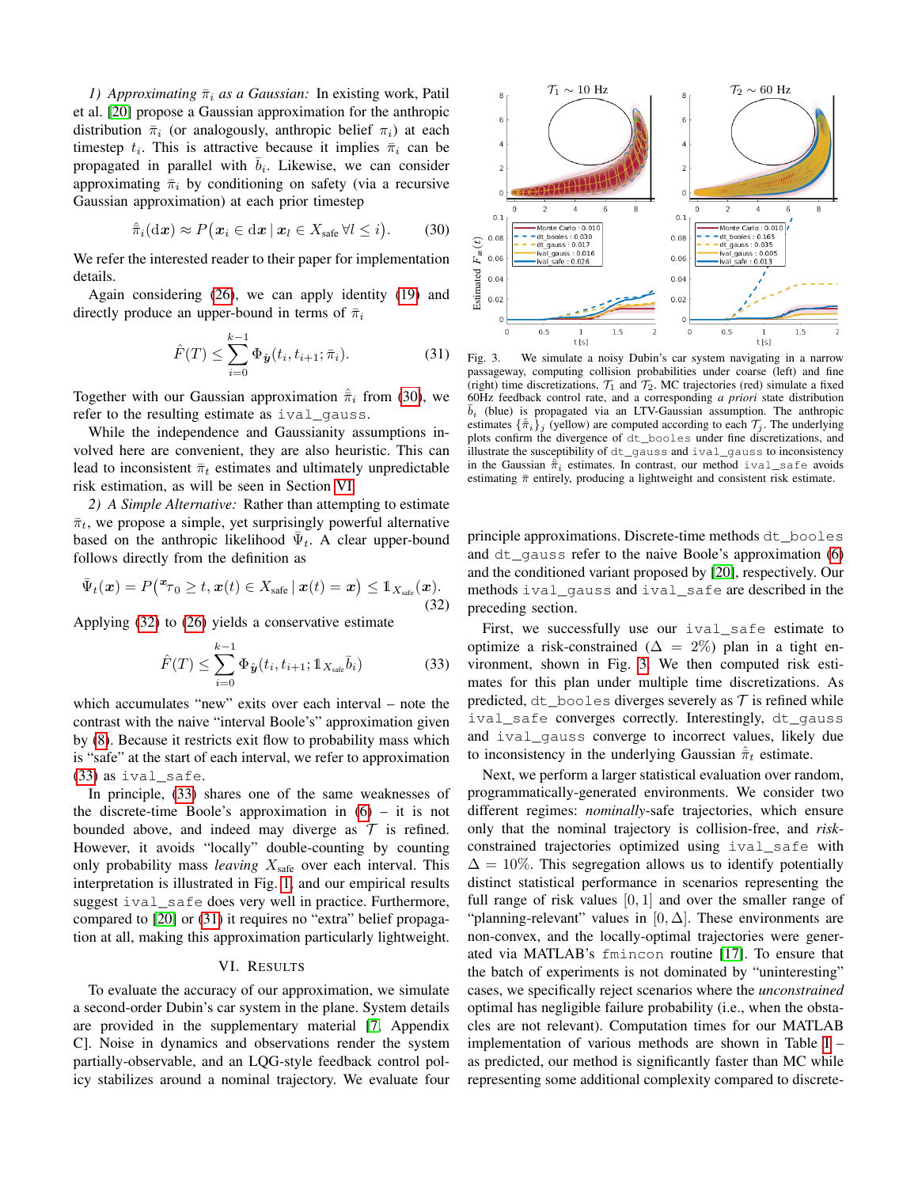*1) Approximating $\bar{\pi}_i$ as a Gaussian:* In existing work, Patil et al. [20] propose a Gaussian approximation for the anthropic distribution $\bar{\pi}_i$ (or analogously, anthropic belief $\pi_i$) at each timestep $t_i$. This is attractive because it implies $\bar{\pi}_i$ can be propagated in parallel with $\bar{b}_i$. Likewise, we can consider approximating $\bar{\pi}_i$ by conditioning on safety (via a recursive Gaussian approximation) at each prior timestep

$$\hat{\bar{\pi}}_i(\mathrm{d}\boldsymbol{x}) \approx P\big(\boldsymbol{x}_i \in \mathrm{d}\boldsymbol{x} \,|\, \boldsymbol{x}_l \in X_{\text{safe}} \,\forall l \leq i\big). \tag{30}$$

We refer the interested reader to their paper for implementation details.

Again considering (26), we can apply identity (19) and directly produce an upper-bound in terms of $\bar{\pi}_i$

$$\hat{F}(T) \leq \sum_{i=0}^{k-1} \Phi_{\hat{\boldsymbol{y}}}(t_i, t_{i+1}; \bar{\pi}_i). \tag{31}$$

Together with our Gaussian approximation $\hat{\bar{\pi}}_i$ from (30), we refer to the resulting estimate as `ival_gauss`.

While the independence and Gaussianity assumptions involved here are convenient, they are also heuristic. This can lead to inconsistent $\bar{\pi}_t$ estimates and ultimately unpredictable risk estimation, as will be seen in Section VI.

*2) A Simple Alternative:* Rather than attempting to estimate $\bar{\pi}_t$, we propose a simple, yet surprisingly powerful alternative based on the anthropic likelihood $\bar{\Psi}_t$. A clear upper-bound follows directly from the definition as

$$\bar{\Psi}_t(\boldsymbol{x}) = P\big({}^{\boldsymbol{x}}\tau_0 \geq t, \boldsymbol{x}(t) \in X_{\text{safe}} \,|\, \boldsymbol{x}(t) = \boldsymbol{x}\big) \leq \mathbb{1}_{X_{\text{safe}}}(\boldsymbol{x}). \tag{32}$$

Applying (32) to (26) yields a conservative estimate

$$\hat{F}(T) \leq \sum_{i=0}^{k-1} \Phi_{\hat{\boldsymbol{y}}}(t_i, t_{i+1}; \mathbb{1}_{X_{\text{safe}}} \bar{b}_i) \tag{33}$$

which accumulates "new" exits over each interval – note the contrast with the naive "interval Boole's" approximation given by (8). Because it restricts exit flow to probability mass which is "safe" at the start of each interval, we refer to approximation (33) as `ival_safe`.

In principle, (33) shares one of the same weaknesses of the discrete-time Boole's approximation in (6) – it is not bounded above, and indeed may diverge as $\mathcal{T}$ is refined. However, it avoids "locally" double-counting by counting only probability mass *leaving* $X_{\text{safe}}$ over each interval. This interpretation is illustrated in Fig. 1, and our empirical results suggest `ival_safe` does very well in practice. Furthermore, compared to [20] or (31) it requires no "extra" belief propagation at all, making this approximation particularly lightweight.

## VI. Results

To evaluate the accuracy of our approximation, we simulate a second-order Dubin's car system in the plane. System details are provided in the supplementary material [7, Appendix C]. Noise in dynamics and observations render the system partially-observable, and an LQG-style feedback control policy stabilizes around a nominal trajectory. We evaluate four principle approximations. Discrete-time methods `dt_booles` and `dt_gauss` refer to the naive Boole's approximation (6) and the conditioned variant proposed by [20], respectively. Our methods `ival_gauss` and `ival_safe` are described in the preceding section.

Fig. 3. We simulate a noisy Dubin's car system navigating in a narrow passageway, computing collision probabilities under coarse (left) and fine (right) time discretizations, $\mathcal{T}_1$ and $\mathcal{T}_2$. MC trajectories (red) simulate a fixed 60Hz feedback control rate, and a corresponding *a priori* state distribution $\bar{b}_i$ (blue) is propagated via an LTV-Gaussian assumption. The anthropic estimates $\{\hat{\bar{\pi}}_i\}_j$ (yellow) are computed according to each $\mathcal{T}_j$. The underlying plots confirm the divergence of `dt_booles` under fine discretizations, and illustrate the susceptibility of `dt_gauss` and `ival_gauss` to inconsistency in the Gaussian $\hat{\bar{\pi}}_i$ estimates. In contrast, our method `ival_safe` avoids estimating $\bar{\pi}$ entirely, producing a lightweight and consistent risk estimate.

First, we successfully use our `ival_safe` estimate to optimize a risk-constrained ($\Delta = 2\%$) plan in a tight environment, shown in Fig. 3. We then computed risk estimates for this plan under multiple time discretizations. As predicted, `dt_booles` diverges severely as $\mathcal{T}$ is refined while `ival_safe` converges correctly. Interestingly, `dt_gauss` and `ival_gauss` converge to incorrect values, likely due to inconsistency in the underlying Gaussian $\hat{\bar{\pi}}_t$ estimate.

Next, we perform a larger statistical evaluation over random, programmatically-generated environments. We consider two different regimes: *nominally*-safe trajectories, which ensure only that the nominal trajectory is collision-free, and *risk*-constrained trajectories optimized using `ival_safe` with $\Delta = 10\%$. This segregation allows us to identify potentially distinct statistical performance in scenarios representing the full range of risk values $[0, 1]$ and over the smaller range of "planning-relevant" values in $[0, \Delta]$. These environments are non-convex, and the locally-optimal trajectories were generated via MATLAB's `fmincon` routine [17]. To ensure that the batch of experiments is not dominated by "uninteresting" cases, we specifically reject scenarios where the *unconstrained* optimal has negligible failure probability (i.e., when the obstacles are not relevant). Computation times for our MATLAB implementation of various methods are shown in Table I – as predicted, our method is significantly faster than MC while representing some additional complexity compared to discrete-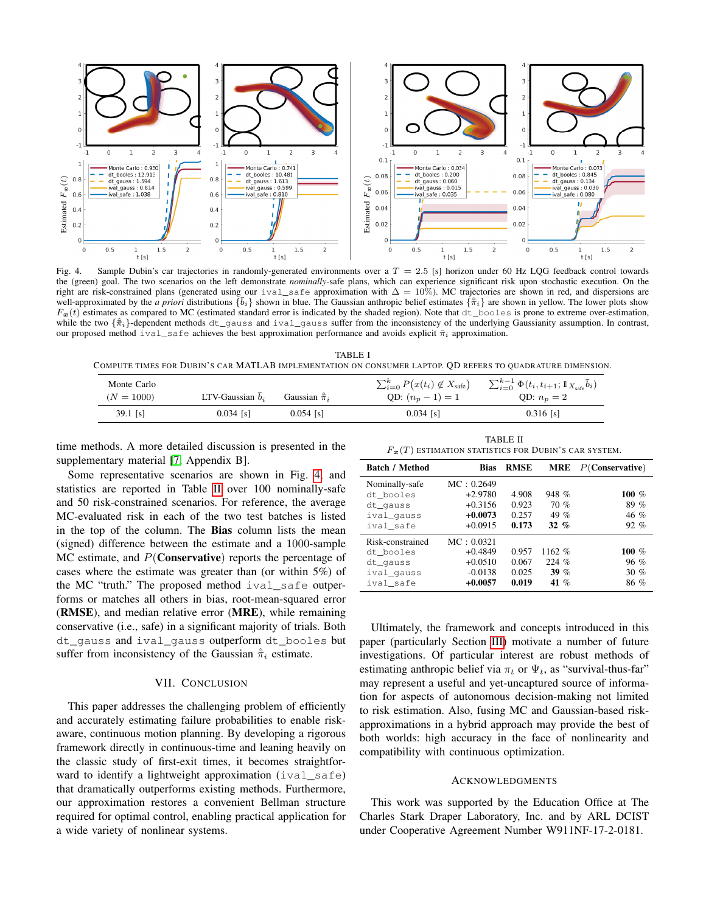Fig. 4. Sample Dubin's car trajectories in randomly-generated environments over a $T = 2.5$ [s] horizon under 60 Hz LQG feedback control towards the (green) goal. The two scenarios on the left demonstrate *nominally*-safe plans, which can experience significant risk upon stochastic execution. On the right are risk-constrained plans (generated using our `ival_safe` approximation with $\Delta = 10\%$). MC trajectories are shown in red, and dispersions are well-approximated by the *a priori* distributions $\{\bar{b}_i\}$ shown in blue. The Gaussian anthropic belief estimates $\{\hat{\bar{\pi}}_i\}$ are shown in yellow. The lower plots show $F_{\boldsymbol{x}}(t)$ estimates as compared to MC (estimated standard error is indicated by the shaded region). Note that `dt_booles` is prone to extreme over-estimation, while the two $\{\hat{\bar{\pi}}_i\}$-dependent methods `dt_gauss` and `ival_gauss` suffer from the inconsistency of the underlying Gaussianity assumption. In contrast, our proposed method `ival_safe` achieves the best approximation performance and avoids explicit $\bar{\pi}_i$ approximation.

TABLE I

COMPUTE TIMES FOR DUBIN'S CAR MATLAB IMPLEMENTATION ON CONSUMER LAPTOP. QD REFERS TO QUADRATURE DIMENSION.

| Monte Carlo ($N = 1000$) | LTV-Gaussian $\bar{b}_i$ | Gaussian $\hat{\bar{\pi}}_i$ | $\sum_{i=0}^{k} P(x(t_i) \notin X_{\text{safe}})$ QD: $(n_p - 1) = 1$ | $\sum_{i=0}^{k-1} \Phi(t_i, t_{i+1}; \mathbb{1}_{X_{\text{safe}}} \bar{b}_i)$ QD: $n_p = 2$ |
|---|---|---|---|---|
| 39.1 [s] | 0.034 [s] | 0.054 [s] | 0.034 [s] | 0.316 [s] |

time methods. A more detailed discussion is presented in the supplementary material [7, Appendix B].

Some representative scenarios are shown in Fig. 4, and statistics are reported in Table II over 100 nominally-safe and 50 risk-constrained scenarios. For reference, the average MC-evaluated risk in each of the two test batches is listed in the top of the column. The **Bias** column lists the mean (signed) difference between the estimate and a 1000-sample MC estimate, and $P$(**Conservative**) reports the percentage of cases where the estimate was greater than (or within 5%) of the MC "truth." The proposed method `ival_safe` outperforms or matches all others in bias, root-mean-squared error (**RMSE**), and median relative error (**MRE**), while remaining conservative (i.e., safe) in a significant majority of trials. Both `dt_gauss` and `ival_gauss` outperform `dt_booles` but suffer from inconsistency of the Gaussian $\hat{\bar{\pi}}_i$ estimate.

TABLE II

$F_{\boldsymbol{x}}(T)$ ESTIMATION STATISTICS FOR DUBIN'S CAR SYSTEM.

| Batch / Method | Bias | RMSE | MRE | $P$(Conservative) |
|---|---|---|---|---|
| Nominally-safe | MC : 0.2649 | | | |
| dt_booles | +2.9780 | 4.908 | 948 % | **100** % |
| dt_gauss | +0.3156 | 0.923 | 70 % | 89 % |
| ival_gauss | **+0.0073** | 0.257 | 49 % | 46 % |
| ival_safe | +0.0915 | **0.173** | **32 %** | 92 % |
| Risk-constrained | MC : 0.0321 | | | |
| dt_booles | +0.4849 | 0.957 | 1162 % | **100** % |
| dt_gauss | +0.0510 | 0.067 | 224 % | 96 % |
| ival_gauss | -0.0138 | 0.025 | **39** % | 30 % |
| ival_safe | **+0.0057** | **0.019** | 41 % | 86 % |

## VII. Conclusion

This paper addresses the challenging problem of efficiently and accurately estimating failure probabilities to enable risk-aware, continuous motion planning. By developing a rigorous framework directly in continuous-time and leaning heavily on the classic study of first-exit times, it becomes straightforward to identify a lightweight approximation (`ival_safe`) that dramatically outperforms existing methods. Furthermore, our approximation restores a convenient Bellman structure required for optimal control, enabling practical application for a wide variety of nonlinear systems.

Ultimately, the framework and concepts introduced in this paper (particularly Section III) motivate a number of future investigations. Of particular interest are robust methods of estimating anthropic belief via $\pi_t$ or $\Psi_t$, as "survival-thus-far" may represent a useful and yet-uncaptured source of information for aspects of autonomous decision-making not limited to risk estimation. Also, fusing MC and Gaussian-based risk-approximations in a hybrid approach may provide the best of both worlds: high accuracy in the face of nonlinearity and compatibility with continuous optimization.

## Acknowledgments

This work was supported by the Education Office at The Charles Stark Draper Laboratory, Inc. and by ARL DCIST under Cooperative Agreement Number W911NF-17-2-0181.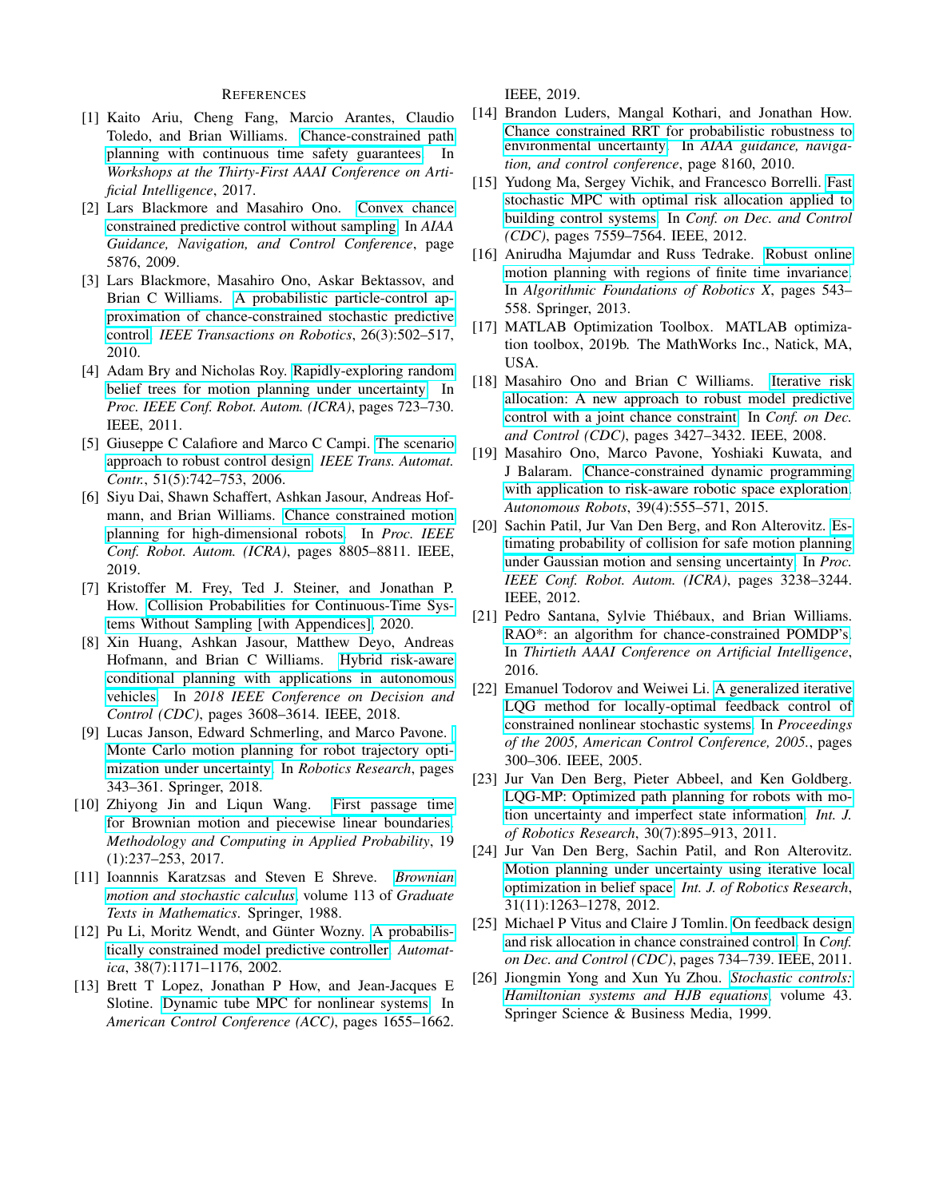# References

[1] Kaito Ariu, Cheng Fang, Marcio Arantes, Claudio Toledo, and Brian Williams. Chance-constrained path planning with continuous time safety guarantees. In *Workshops at the Thirty-First AAAI Conference on Artificial Intelligence*, 2017.

[2] Lars Blackmore and Masahiro Ono. Convex chance constrained predictive control without sampling. In *AIAA Guidance, Navigation, and Control Conference*, page 5876, 2009.

[3] Lars Blackmore, Masahiro Ono, Askar Bektassov, and Brian C Williams. A probabilistic particle-control approximation of chance-constrained stochastic predictive control. *IEEE Transactions on Robotics*, 26(3):502–517, 2010.

[4] Adam Bry and Nicholas Roy. Rapidly-exploring random belief trees for motion planning under uncertainty. In *Proc. IEEE Conf. Robot. Autom. (ICRA)*, pages 723–730. IEEE, 2011.

[5] Giuseppe C Calafiore and Marco C Campi. The scenario approach to robust control design. *IEEE Trans. Automat. Contr.*, 51(5):742–753, 2006.

[6] Siyu Dai, Shawn Schaffert, Ashkan Jasour, Andreas Hofmann, and Brian Williams. Chance constrained motion planning for high-dimensional robots. In *Proc. IEEE Conf. Robot. Autom. (ICRA)*, pages 8805–8811. IEEE, 2019.

[7] Kristoffer M. Frey, Ted J. Steiner, and Jonathan P. How. Collision Probabilities for Continuous-Time Systems Without Sampling [with Appendices], 2020.

[8] Xin Huang, Ashkan Jasour, Matthew Deyo, Andreas Hofmann, and Brian C Williams. Hybrid risk-aware conditional planning with applications in autonomous vehicles. In *2018 IEEE Conference on Decision and Control (CDC)*, pages 3608–3614. IEEE, 2018.

[9] Lucas Janson, Edward Schmerling, and Marco Pavone. Monte Carlo motion planning for robot trajectory optimization under uncertainty. In *Robotics Research*, pages 343–361. Springer, 2018.

[10] Zhiyong Jin and Liqun Wang. First passage time for Brownian motion and piecewise linear boundaries. *Methodology and Computing in Applied Probability*, 19 (1):237–253, 2017.

[11] Ioannnis Karatzsas and Steven E Shreve. *Brownian motion and stochastic calculus*, volume 113 of *Graduate Texts in Mathematics*. Springer, 1988.

[12] Pu Li, Moritz Wendt, and Günter Wozny. A probabilistically constrained model predictive controller. *Automatica*, 38(7):1171–1176, 2002.

[13] Brett T Lopez, Jonathan P How, and Jean-Jacques E Slotine. Dynamic tube MPC for nonlinear systems. In *American Control Conference (ACC)*, pages 1655–1662. IEEE, 2019.

[14] Brandon Luders, Mangal Kothari, and Jonathan How. Chance constrained RRT for probabilistic robustness to environmental uncertainty. In *AIAA guidance, navigation, and control conference*, page 8160, 2010.

[15] Yudong Ma, Sergey Vichik, and Francesco Borrelli. Fast stochastic MPC with optimal risk allocation applied to building control systems. In *Conf. on Dec. and Control (CDC)*, pages 7559–7564. IEEE, 2012.

[16] Anirudha Majumdar and Russ Tedrake. Robust online motion planning with regions of finite time invariance. In *Algorithmic Foundations of Robotics X*, pages 543–558. Springer, 2013.

[17] MATLAB Optimization Toolbox. MATLAB optimization toolbox, 2019b. The MathWorks Inc., Natick, MA, USA.

[18] Masahiro Ono and Brian C Williams. Iterative risk allocation: A new approach to robust model predictive control with a joint chance constraint. In *Conf. on Dec. and Control (CDC)*, pages 3427–3432. IEEE, 2008.

[19] Masahiro Ono, Marco Pavone, Yoshiaki Kuwata, and J Balaram. Chance-constrained dynamic programming with application to risk-aware robotic space exploration. *Autonomous Robots*, 39(4):555–571, 2015.

[20] Sachin Patil, Jur Van Den Berg, and Ron Alterovitz. Estimating probability of collision for safe motion planning under Gaussian motion and sensing uncertainty. In *Proc. IEEE Conf. Robot. Autom. (ICRA)*, pages 3238–3244. IEEE, 2012.

[21] Pedro Santana, Sylvie Thiébaux, and Brian Williams. RAO*: an algorithm for chance-constrained POMDP's. In *Thirtieth AAAI Conference on Artificial Intelligence*, 2016.

[22] Emanuel Todorov and Weiwei Li. A generalized iterative LQG method for locally-optimal feedback control of constrained nonlinear stochastic systems. In *Proceedings of the 2005, American Control Conference, 2005.*, pages 300–306. IEEE, 2005.

[23] Jur Van Den Berg, Pieter Abbeel, and Ken Goldberg. LQG-MP: Optimized path planning for robots with motion uncertainty and imperfect state information. *Int. J. of Robotics Research*, 30(7):895–913, 2011.

[24] Jur Van Den Berg, Sachin Patil, and Ron Alterovitz. Motion planning under uncertainty using iterative local optimization in belief space. *Int. J. of Robotics Research*, 31(11):1263–1278, 2012.

[25] Michael P Vitus and Claire J Tomlin. On feedback design and risk allocation in chance constrained control. In *Conf. on Dec. and Control (CDC)*, pages 734–739. IEEE, 2011.

[26] Jiongmin Yong and Xun Yu Zhou. *Stochastic controls: Hamiltonian systems and HJB equations*, volume 43. Springer Science & Business Media, 1999.